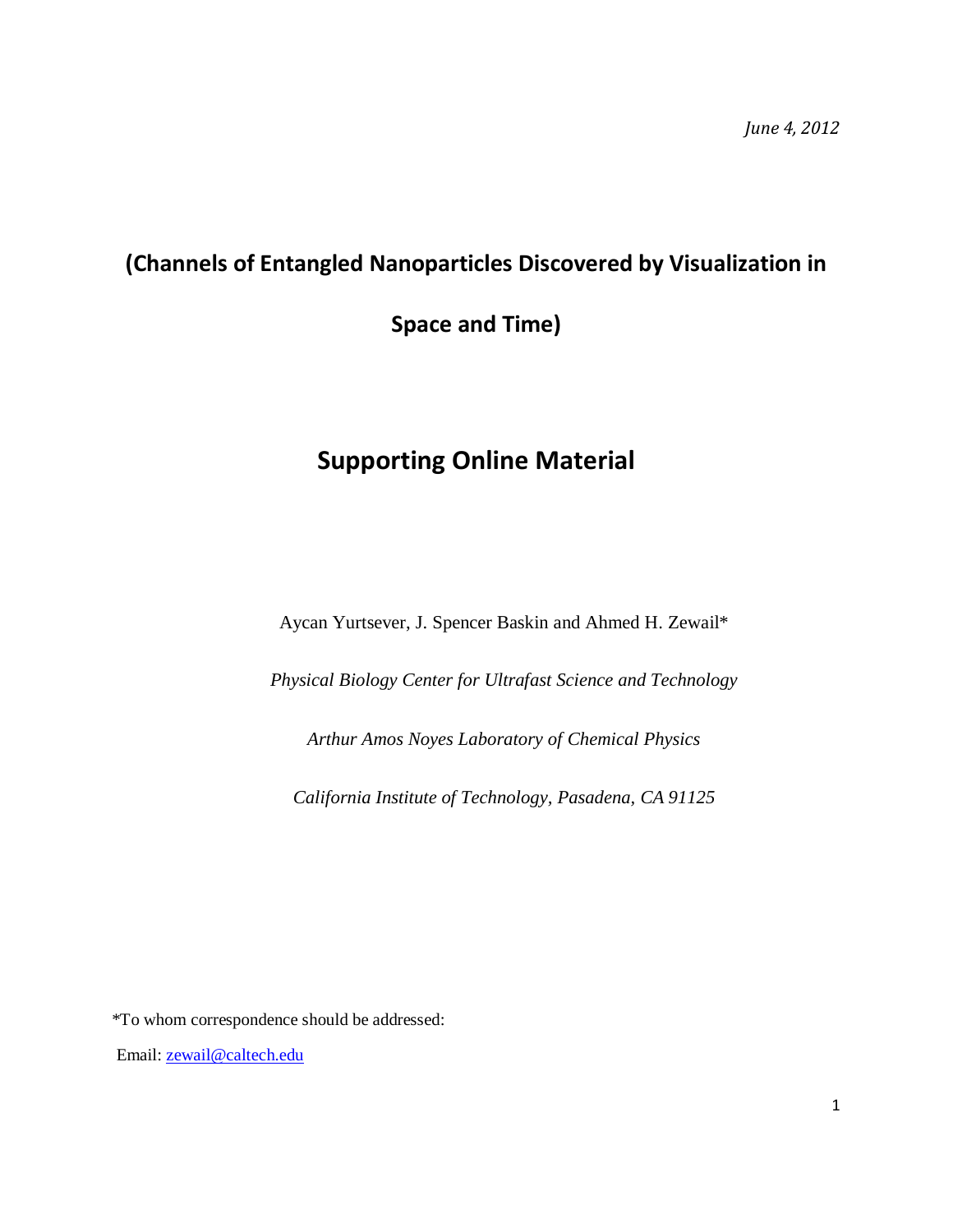*June 4, 2012*

# (Channels of Entangled Nanoparticles Discovered by Visualization in Space and Time)

## Supporting Online Material

Aycan Yurtsever, J. Spencer Baskin and Ahmed H. Zewail*

*Physical Biology Center for Ultrafast Science and Technology*

*Arthur Amos Noyes Laboratory of Chemical Physics*

*California Institute of Technology, Pasadena, CA 91125*

*To whom correspondence should be addressed:

Email: zewail@caltech.edu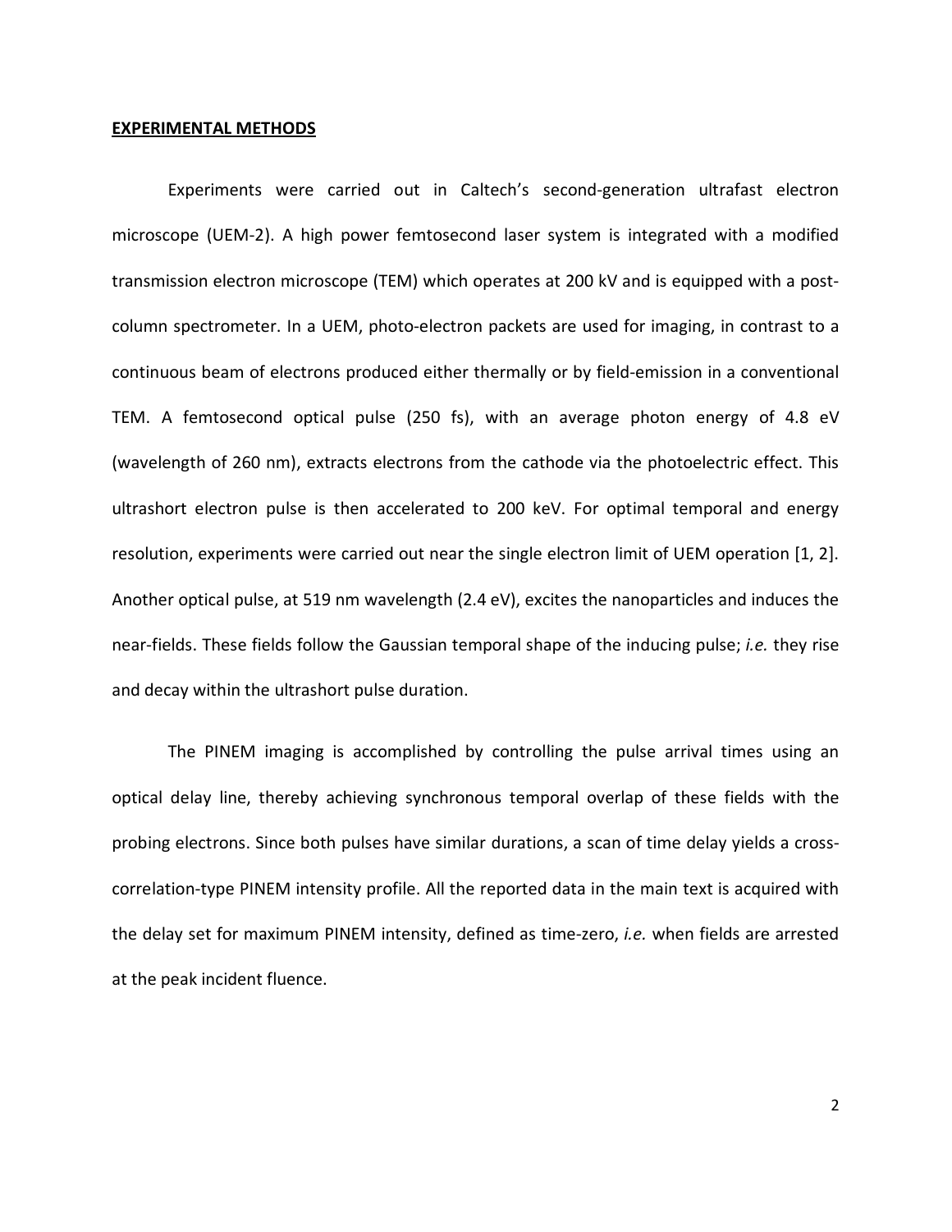## EXPERIMENTAL METHODS

Experiments were carried out in Caltech's second-generation ultrafast electron microscope (UEM-2). A high power femtosecond laser system is integrated with a modified transmission electron microscope (TEM) which operates at 200 kV and is equipped with a post-column spectrometer. In a UEM, photo-electron packets are used for imaging, in contrast to a continuous beam of electrons produced either thermally or by field-emission in a conventional TEM. A femtosecond optical pulse (250 fs), with an average photon energy of 4.8 eV (wavelength of 260 nm), extracts electrons from the cathode via the photoelectric effect. This ultrashort electron pulse is then accelerated to 200 keV. For optimal temporal and energy resolution, experiments were carried out near the single electron limit of UEM operation [1, 2]. Another optical pulse, at 519 nm wavelength (2.4 eV), excites the nanoparticles and induces the near-fields. These fields follow the Gaussian temporal shape of the inducing pulse; *i.e.* they rise and decay within the ultrashort pulse duration.

The PINEM imaging is accomplished by controlling the pulse arrival times using an optical delay line, thereby achieving synchronous temporal overlap of these fields with the probing electrons. Since both pulses have similar durations, a scan of time delay yields a cross-correlation-type PINEM intensity profile. All the reported data in the main text is acquired with the delay set for maximum PINEM intensity, defined as time-zero, *i.e.* when fields are arrested at the peak incident fluence.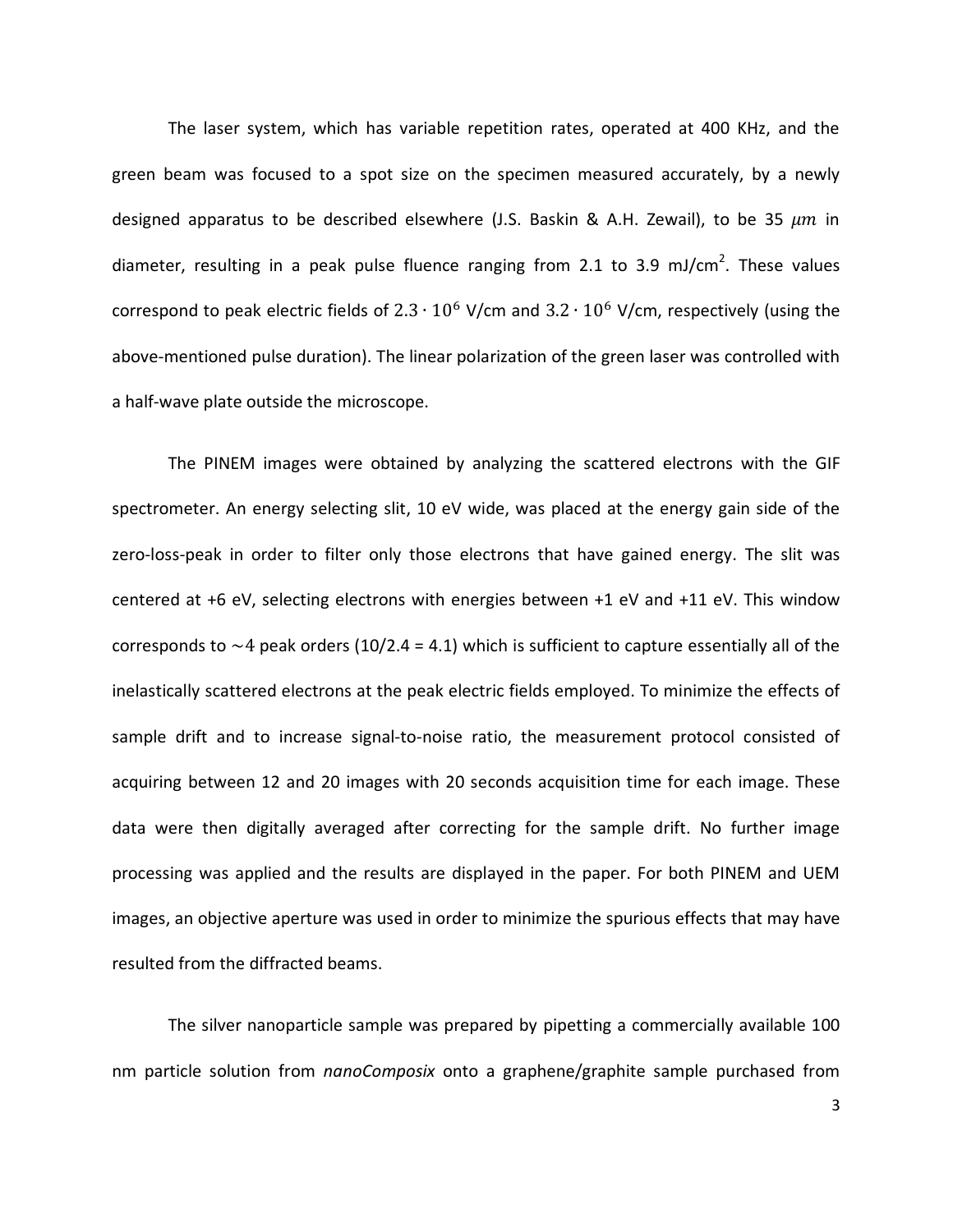The laser system, which has variable repetition rates, operated at 400 KHz, and the green beam was focused to a spot size on the specimen measured accurately, by a newly designed apparatus to be described elsewhere (J.S. Baskin & A.H. Zewail), to be 35 $\mu m$ in diameter, resulting in a peak pulse fluence ranging from 2.1 to 3.9 mJ/cm$^2$. These values correspond to peak electric fields of $2.3 \cdot 10^6$ V/cm and $3.2 \cdot 10^6$ V/cm, respectively (using the above-mentioned pulse duration). The linear polarization of the green laser was controlled with a half-wave plate outside the microscope.

The PINEM images were obtained by analyzing the scattered electrons with the GIF spectrometer. An energy selecting slit, 10 eV wide, was placed at the energy gain side of the zero-loss-peak in order to filter only those electrons that have gained energy. The slit was centered at +6 eV, selecting electrons with energies between +1 eV and +11 eV. This window corresponds to $\sim 4$ peak orders (10/2.4 = 4.1) which is sufficient to capture essentially all of the inelastically scattered electrons at the peak electric fields employed. To minimize the effects of sample drift and to increase signal-to-noise ratio, the measurement protocol consisted of acquiring between 12 and 20 images with 20 seconds acquisition time for each image. These data were then digitally averaged after correcting for the sample drift. No further image processing was applied and the results are displayed in the paper. For both PINEM and UEM images, an objective aperture was used in order to minimize the spurious effects that may have resulted from the diffracted beams.

The silver nanoparticle sample was prepared by pipetting a commercially available 100 nm particle solution from *nanoComposix* onto a graphene/graphite sample purchased from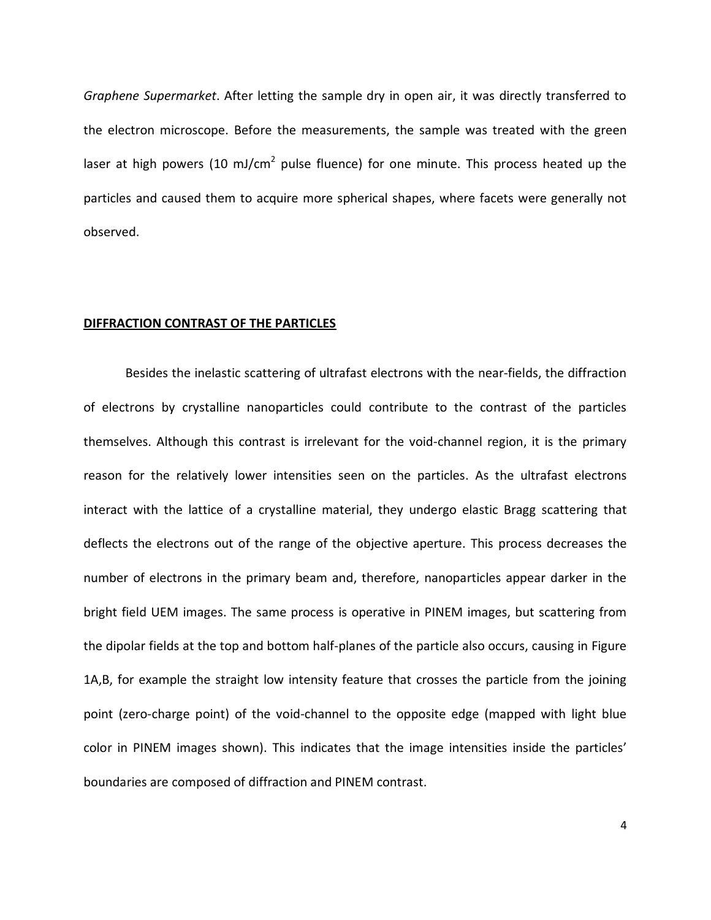*Graphene Supermarket*. After letting the sample dry in open air, it was directly transferred to the electron microscope. Before the measurements, the sample was treated with the green laser at high powers (10 mJ/cm$^2$ pulse fluence) for one minute. This process heated up the particles and caused them to acquire more spherical shapes, where facets were generally not observed.

## DIFFRACTION CONTRAST OF THE PARTICLES

Besides the inelastic scattering of ultrafast electrons with the near-fields, the diffraction of electrons by crystalline nanoparticles could contribute to the contrast of the particles themselves. Although this contrast is irrelevant for the void-channel region, it is the primary reason for the relatively lower intensities seen on the particles. As the ultrafast electrons interact with the lattice of a crystalline material, they undergo elastic Bragg scattering that deflects the electrons out of the range of the objective aperture. This process decreases the number of electrons in the primary beam and, therefore, nanoparticles appear darker in the bright field UEM images. The same process is operative in PINEM images, but scattering from the dipolar fields at the top and bottom half-planes of the particle also occurs, causing in Figure 1A,B, for example the straight low intensity feature that crosses the particle from the joining point (zero-charge point) of the void-channel to the opposite edge (mapped with light blue color in PINEM images shown). This indicates that the image intensities inside the particles' boundaries are composed of diffraction and PINEM contrast.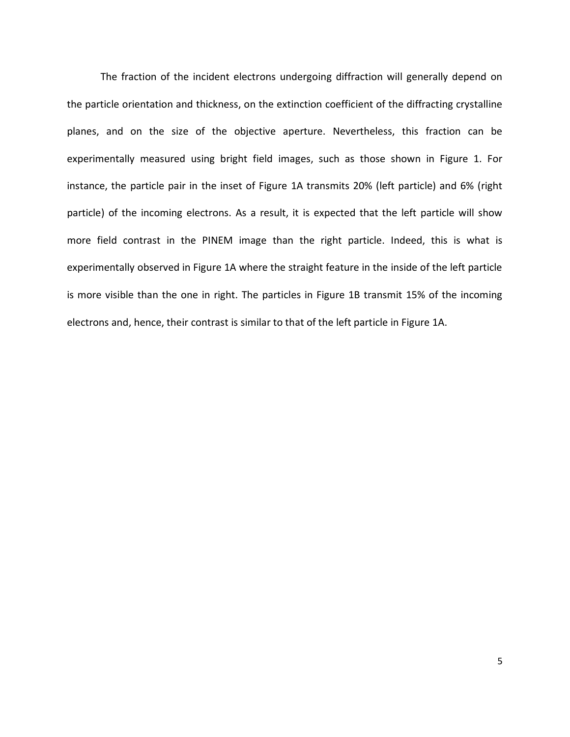The fraction of the incident electrons undergoing diffraction will generally depend on the particle orientation and thickness, on the extinction coefficient of the diffracting crystalline planes, and on the size of the objective aperture. Nevertheless, this fraction can be experimentally measured using bright field images, such as those shown in Figure 1. For instance, the particle pair in the inset of Figure 1A transmits 20% (left particle) and 6% (right particle) of the incoming electrons. As a result, it is expected that the left particle will show more field contrast in the PINEM image than the right particle. Indeed, this is what is experimentally observed in Figure 1A where the straight feature in the inside of the left particle is more visible than the one in right. The particles in Figure 1B transmit 15% of the incoming electrons and, hence, their contrast is similar to that of the left particle in Figure 1A.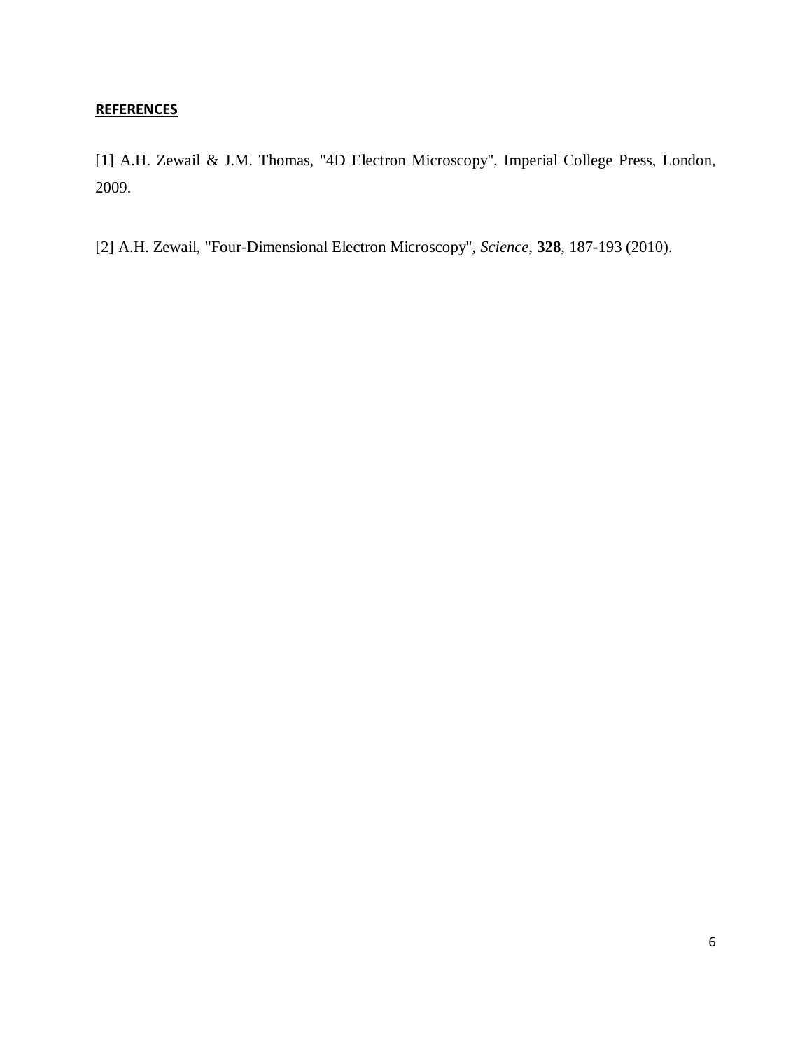## REFERENCES

[1] A.H. Zewail & J.M. Thomas, "4D Electron Microscopy", Imperial College Press, London, 2009.

[2] A.H. Zewail, "Four-Dimensional Electron Microscopy", *Science*, **328**, 187-193 (2010).